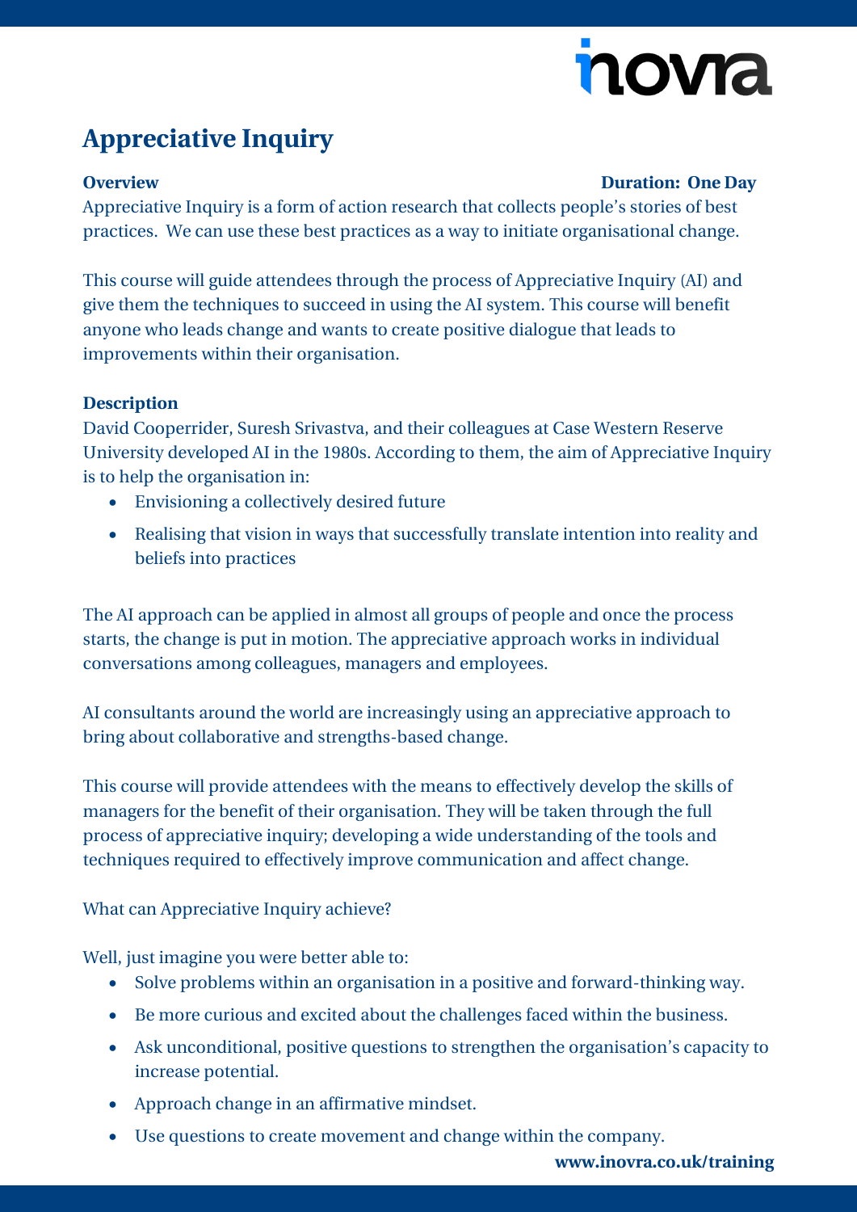# Appreciative Inquiry

**Overview** **Duration: One Day**

Appreciative Inquiry is a form of action research that collects people's stories of best practices. We can use these best practices as a way to initiate organisational change.

This course will guide attendees through the process of Appreciative Inquiry (AI) and give them the techniques to succeed in using the AI system. This course will benefit anyone who leads change and wants to create positive dialogue that leads to improvements within their organisation.

**Description**

David Cooperrider, Suresh Srivastva, and their colleagues at Case Western Reserve University developed AI in the 1980s. According to them, the aim of Appreciative Inquiry is to help the organisation in:

- Envisioning a collectively desired future
- Realising that vision in ways that successfully translate intention into reality and beliefs into practices

The AI approach can be applied in almost all groups of people and once the process starts, the change is put in motion. The appreciative approach works in individual conversations among colleagues, managers and employees.

AI consultants around the world are increasingly using an appreciative approach to bring about collaborative and strengths-based change.

This course will provide attendees with the means to effectively develop the skills of managers for the benefit of their organisation. They will be taken through the full process of appreciative inquiry; developing a wide understanding of the tools and techniques required to effectively improve communication and affect change.

What can Appreciative Inquiry achieve?

Well, just imagine you were better able to:

- Solve problems within an organisation in a positive and forward-thinking way.
- Be more curious and excited about the challenges faced within the business.
- Ask unconditional, positive questions to strengthen the organisation's capacity to increase potential.
- Approach change in an affirmative mindset.
- Use questions to create movement and change within the company.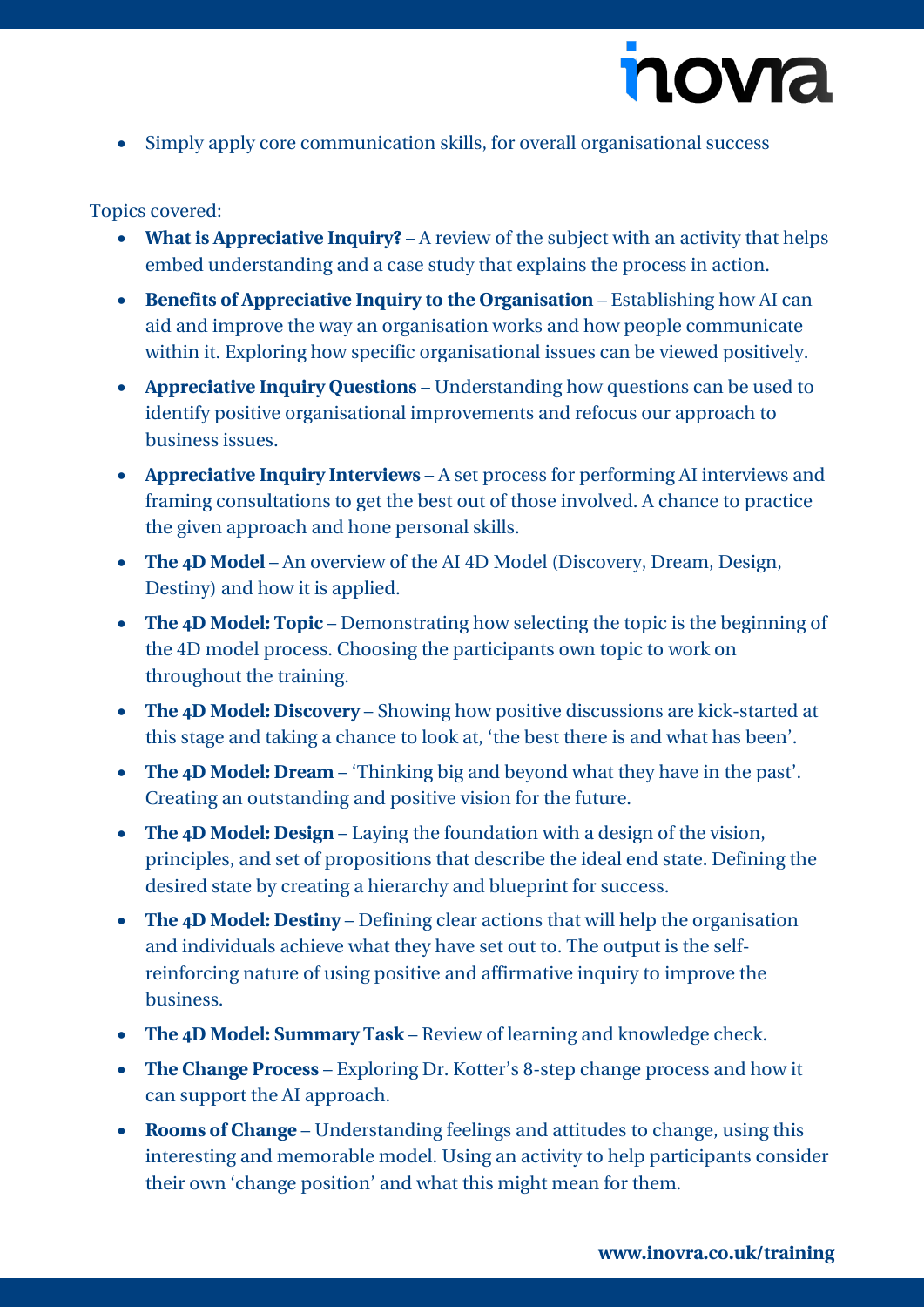- Simply apply core communication skills, for overall organisational success

Topics covered:

- **What is Appreciative Inquiry?** – A review of the subject with an activity that helps embed understanding and a case study that explains the process in action.
- **Benefits of Appreciative Inquiry to the Organisation** – Establishing how AI can aid and improve the way an organisation works and how people communicate within it. Exploring how specific organisational issues can be viewed positively.
- **Appreciative Inquiry Questions** – Understanding how questions can be used to identify positive organisational improvements and refocus our approach to business issues.
- **Appreciative Inquiry Interviews** – A set process for performing AI interviews and framing consultations to get the best out of those involved. A chance to practice the given approach and hone personal skills.
- **The 4D Model** – An overview of the AI 4D Model (Discovery, Dream, Design, Destiny) and how it is applied.
- **The 4D Model: Topic** – Demonstrating how selecting the topic is the beginning of the 4D model process. Choosing the participants own topic to work on throughout the training.
- **The 4D Model: Discovery** – Showing how positive discussions are kick-started at this stage and taking a chance to look at, 'the best there is and what has been'.
- **The 4D Model: Dream** – 'Thinking big and beyond what they have in the past'. Creating an outstanding and positive vision for the future.
- **The 4D Model: Design** – Laying the foundation with a design of the vision, principles, and set of propositions that describe the ideal end state. Defining the desired state by creating a hierarchy and blueprint for success.
- **The 4D Model: Destiny** – Defining clear actions that will help the organisation and individuals achieve what they have set out to. The output is the self-reinforcing nature of using positive and affirmative inquiry to improve the business.
- **The 4D Model: Summary Task** – Review of learning and knowledge check.
- **The Change Process** – Exploring Dr. Kotter's 8-step change process and how it can support the AI approach.
- **Rooms of Change** – Understanding feelings and attitudes to change, using this interesting and memorable model. Using an activity to help participants consider their own 'change position' and what this might mean for them.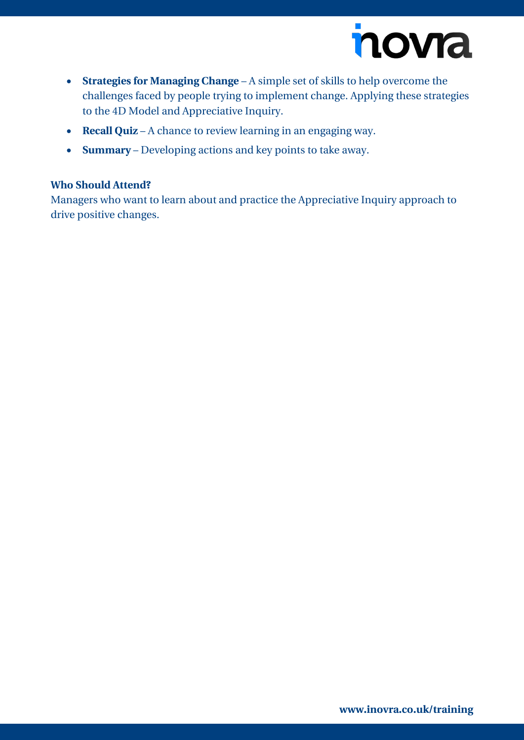- **Strategies for Managing Change** – A simple set of skills to help overcome the challenges faced by people trying to implement change. Applying these strategies to the 4D Model and Appreciative Inquiry.
- **Recall Quiz** – A chance to review learning in an engaging way.
- **Summary** – Developing actions and key points to take away.

**Who Should Attend?**

Managers who want to learn about and practice the Appreciative Inquiry approach to drive positive changes.